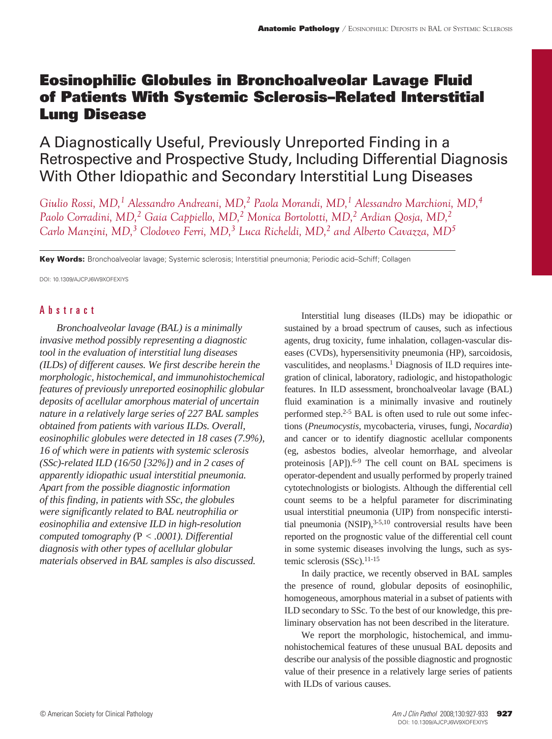# Eosinophilic Globules in Bronchoalveolar Lavage Fluid of Patients With Systemic Sclerosis–Related Interstitial Lung Disease

## A Diagnostically Useful, Previously Unreported Finding in a Retrospective and Prospective Study, Including Differential Diagnosis With Other Idiopathic and Secondary Interstitial Lung Diseases

*Giulio Rossi, MD,[1] Alessandro Andreani, MD,[2] Paola Morandi, MD,[1] Alessandro Marchioni, MD,[4] Paolo Corradini, MD,[2] Gaia Cappiello, MD,[2] Monica Bortolotti, MD,[2] Ardian Qosja, MD,[2] Carlo Manzini, MD,[3] Clodoveo Ferri, MD,[3] Luca Richeldi, MD,[2] and Alberto Cavazza, MD[5]*

**Key Words:** Bronchoalveolar lavage; Systemic sclerosis; Interstitial pneumonia; Periodic acid–Schiff; Collagen

DOI: 10.1309/AJCPJ6W9XOFEXIYS

## Abstract

*Bronchoalveolar lavage (BAL) is a minimally invasive method possibly representing a diagnostic tool in the evaluation of interstitial lung diseases (ILDs) of different causes. We first describe herein the morphologic, histochemical, and immunohistochemical features of previously unreported eosinophilic globular deposits of acellular amorphous material of uncertain nature in a relatively large series of 227 BAL samples obtained from patients with various ILDs. Overall, eosinophilic globules were detected in 18 cases (7.9%), 16 of which were in patients with systemic sclerosis (SSc)-related ILD (16/50 [32%]) and in 2 cases of apparently idiopathic usual interstitial pneumonia. Apart from the possible diagnostic information of this finding, in patients with SSc, the globules were significantly related to BAL neutrophilia or eosinophilia and extensive ILD in high-resolution computed tomography (*$P < .0001$*). Differential diagnosis with other types of acellular globular materials observed in BAL samples is also discussed.*

Interstitial lung diseases (ILDs) may be idiopathic or sustained by a broad spectrum of causes, such as infectious agents, drug toxicity, fume inhalation, collagen-vascular diseases (CVDs), hypersensitivity pneumonia (HP), sarcoidosis, vasculitides, and neoplasms.[1] Diagnosis of ILD requires integration of clinical, laboratory, radiologic, and histopathologic features. In ILD assessment, bronchoalveolar lavage (BAL) fluid examination is a minimally invasive and routinely performed step.[2-5] BAL is often used to rule out some infections (*Pneumocystis*, mycobacteria, viruses, fungi, *Nocardia*) and cancer or to identify diagnostic acellular components (eg, asbestos bodies, alveolar hemorrhage, and alveolar proteinosis [AP]).[6-9] The cell count on BAL specimens is operator-dependent and usually performed by properly trained cytotechnologists or biologists. Although the differential cell count seems to be a helpful parameter for discriminating usual interstitial pneumonia (UIP) from nonspecific interstitial pneumonia (NSIP),[3-5,10] controversial results have been reported on the prognostic value of the differential cell count in some systemic diseases involving the lungs, such as systemic sclerosis (SSc).[11-15]

In daily practice, we recently observed in BAL samples the presence of round, globular deposits of eosinophilic, homogeneous, amorphous material in a subset of patients with ILD secondary to SSc. To the best of our knowledge, this preliminary observation has not been described in the literature.

We report the morphologic, histochemical, and immunohistochemical features of these unusual BAL deposits and describe our analysis of the possible diagnostic and prognostic value of their presence in a relatively large series of patients with ILDs of various causes.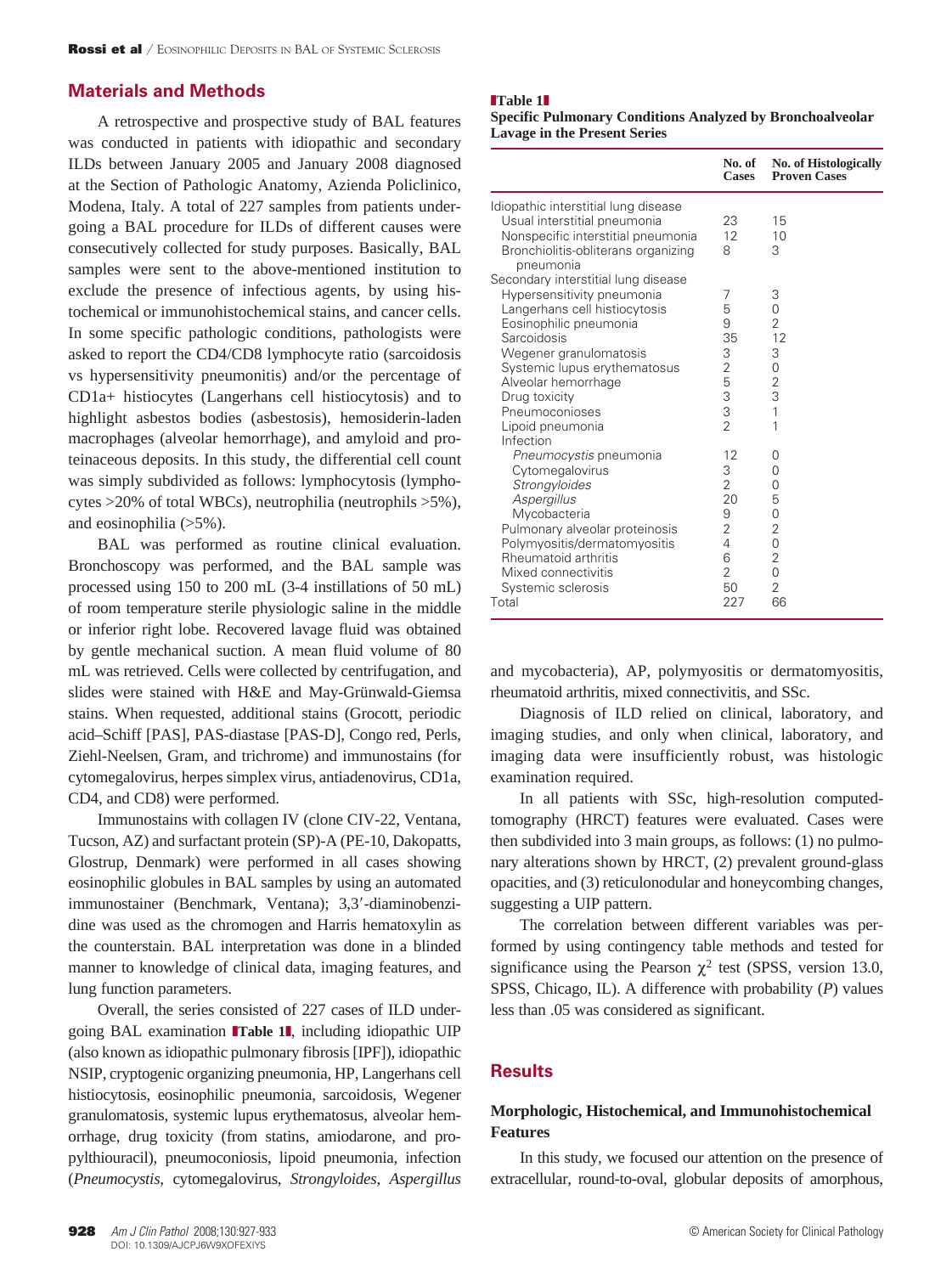## Materials and Methods

A retrospective and prospective study of BAL features was conducted in patients with idiopathic and secondary ILDs between January 2005 and January 2008 diagnosed at the Section of Pathologic Anatomy, Azienda Policlinico, Modena, Italy. A total of 227 samples from patients undergoing a BAL procedure for ILDs of different causes were consecutively collected for study purposes. Basically, BAL samples were sent to the above-mentioned institution to exclude the presence of infectious agents, by using histochemical or immunohistochemical stains, and cancer cells. In some specific pathologic conditions, pathologists were asked to report the CD4/CD8 lymphocyte ratio (sarcoidosis vs hypersensitivity pneumonitis) and/or the percentage of CD1a+ histiocytes (Langerhans cell histiocytosis) and to highlight asbestos bodies (asbestosis), hemosiderin-laden macrophages (alveolar hemorrhage), and amyloid and proteinaceous deposits. In this study, the differential cell count was simply subdivided as follows: lymphocytosis (lymphocytes >20% of total WBCs), neutrophilia (neutrophils >5%), and eosinophilia (>5%).

BAL was performed as routine clinical evaluation. Bronchoscopy was performed, and the BAL sample was processed using 150 to 200 mL (3-4 instillations of 50 mL) of room temperature sterile physiologic saline in the middle or inferior right lobe. Recovered lavage fluid was obtained by gentle mechanical suction. A mean fluid volume of 80 mL was retrieved. Cells were collected by centrifugation, and slides were stained with H&E and May-Grünwald-Giemsa stains. When requested, additional stains (Grocott, periodic acid–Schiff [PAS], PAS-diastase [PAS-D], Congo red, Perls, Ziehl-Neelsen, Gram, and trichrome) and immunostains (for cytomegalovirus, herpes simplex virus, antiadenovirus, CD1a, CD4, and CD8) were performed.

Immunostains with collagen IV (clone CIV-22, Ventana, Tucson, AZ) and surfactant protein (SP)-A (PE-10, Dakopatts, Glostrup, Denmark) were performed in all cases showing eosinophilic globules in BAL samples by using an automated immunostainer (Benchmark, Ventana); 3,3′-diaminobenzidine was used as the chromogen and Harris hematoxylin as the counterstain. BAL interpretation was done in a blinded manner to knowledge of clinical data, imaging features, and lung function parameters.

Overall, the series consisted of 227 cases of ILD undergoing BAL examination **Table 1**, including idiopathic UIP (also known as idiopathic pulmonary fibrosis [IPF]), idiopathic NSIP, cryptogenic organizing pneumonia, HP, Langerhans cell histiocytosis, eosinophilic pneumonia, sarcoidosis, Wegener granulomatosis, systemic lupus erythematosus, alveolar hemorrhage, drug toxicity (from statins, amiodarone, and propylthiouracil), pneumoconiosis, lipoid pneumonia, infection (*Pneumocystis*, cytomegalovirus, *Strongyloides*, *Aspergillus* and mycobacteria), AP, polymyositis or dermatomyositis, rheumatoid arthritis, mixed connectivitis, and SSc.

**Table 1**
**Specific Pulmonary Conditions Analyzed by Bronchoalveolar Lavage in the Present Series**

| | No. of Cases | No. of Histologically Proven Cases |
|---|---|---|
| Idiopathic interstitial lung disease | | |
| Usual interstitial pneumonia | 23 | 15 |
| Nonspecific interstitial pneumonia | 12 | 10 |
| Bronchiolitis-obliterans organizing pneumonia | 8 | 3 |
| Secondary interstitial lung disease | | |
| Hypersensitivity pneumonia | 7 | 3 |
| Langerhans cell histiocytosis | 5 | 0 |
| Eosinophilic pneumonia | 9 | 2 |
| Sarcoidosis | 35 | 12 |
| Wegener granulomatosis | 3 | 3 |
| Systemic lupus erythematosus | 2 | 0 |
| Alveolar hemorrhage | 5 | 2 |
| Drug toxicity | 3 | 3 |
| Pneumoconioses | 3 | 1 |
| Lipoid pneumonia | 2 | 1 |
| Infection | | |
| *Pneumocystis* pneumonia | 12 | 0 |
| Cytomegalovirus | 3 | 0 |
| *Strongyloides* | 2 | 0 |
| *Aspergillus* | 20 | 5 |
| Mycobacteria | 9 | 0 |
| Pulmonary alveolar proteinosis | 2 | 2 |
| Polymyositis/dermatomyositis | 4 | 0 |
| Rheumatoid arthritis | 6 | 2 |
| Mixed connectivitis | 2 | 0 |
| Systemic sclerosis | 50 | 2 |
| Total | 227 | 66 |

Diagnosis of ILD relied on clinical, laboratory, and imaging studies, and only when clinical, laboratory, and imaging data were insufficiently robust, was histologic examination required.

In all patients with SSc, high-resolution computed-tomography (HRCT) features were evaluated. Cases were then subdivided into 3 main groups, as follows: (1) no pulmonary alterations shown by HRCT, (2) prevalent ground-glass opacities, and (3) reticulonodular and honeycombing changes, suggesting a UIP pattern.

The correlation between different variables was performed by using contingency table methods and tested for significance using the Pearson $\chi^2$ test (SPSS, version 13.0, SPSS, Chicago, IL). A difference with probability ($P$) values less than .05 was considered as significant.

## Results

### Morphologic, Histochemical, and Immunohistochemical Features

In this study, we focused our attention on the presence of extracellular, round-to-oval, globular deposits of amorphous,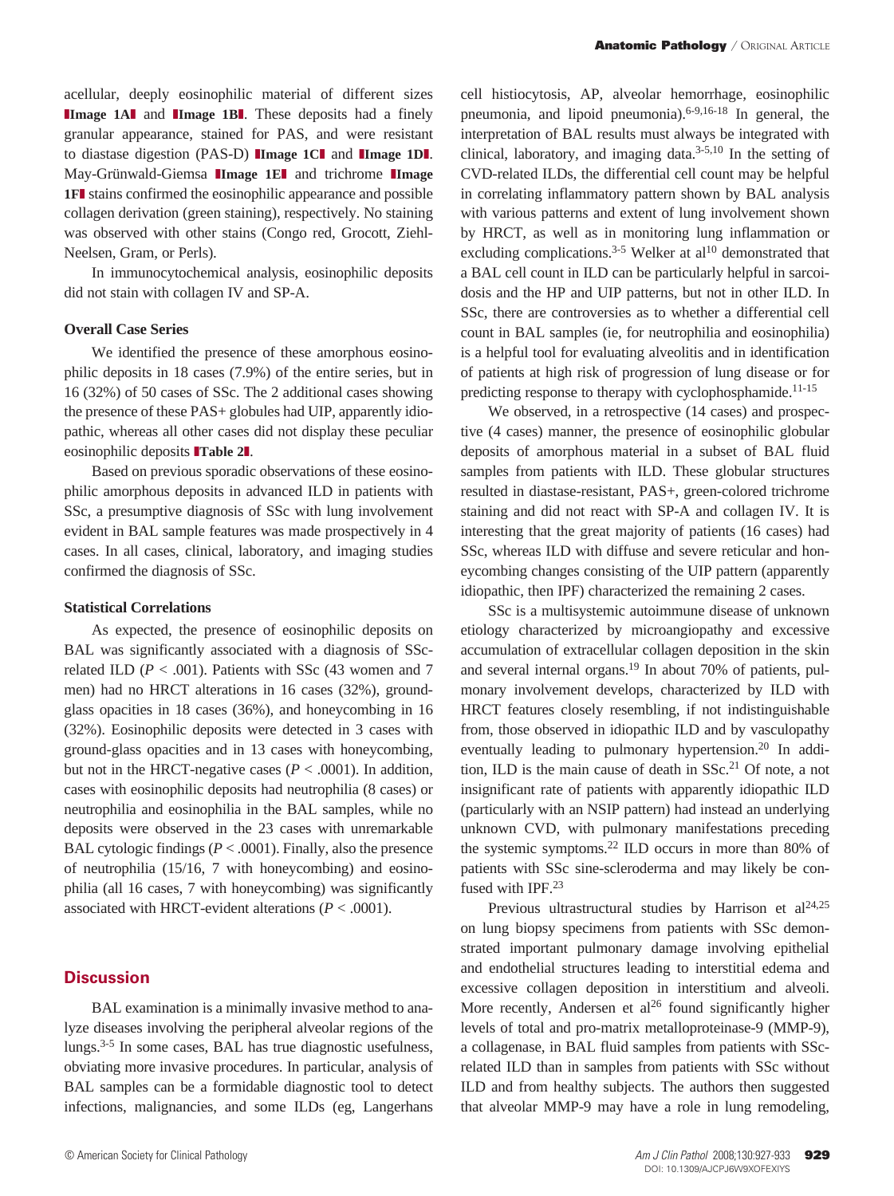acellular, deeply eosinophilic material of different sizes **Image 1A** and **Image 1B**. These deposits had a finely granular appearance, stained for PAS, and were resistant to diastase digestion (PAS-D) **Image 1C** and **Image 1D**. May-Grünwald-Giemsa **Image 1E** and trichrome **Image 1F** stains confirmed the eosinophilic appearance and possible collagen derivation (green staining), respectively. No staining was observed with other stains (Congo red, Grocott, Ziehl-Neelsen, Gram, or Perls).

In immunocytochemical analysis, eosinophilic deposits did not stain with collagen IV and SP-A.

### Overall Case Series

We identified the presence of these amorphous eosinophilic deposits in 18 cases (7.9%) of the entire series, but in 16 (32%) of 50 cases of SSc. The 2 additional cases showing the presence of these PAS+ globules had UIP, apparently idiopathic, whereas all other cases did not display these peculiar eosinophilic deposits **Table 2**.

Based on previous sporadic observations of these eosinophilic amorphous deposits in advanced ILD in patients with SSc, a presumptive diagnosis of SSc with lung involvement evident in BAL sample features was made prospectively in 4 cases. In all cases, clinical, laboratory, and imaging studies confirmed the diagnosis of SSc.

### Statistical Correlations

As expected, the presence of eosinophilic deposits on BAL was significantly associated with a diagnosis of SSc-related ILD ($P < .001$). Patients with SSc (43 women and 7 men) had no HRCT alterations in 16 cases (32%), ground-glass opacities in 18 cases (36%), and honeycombing in 16 (32%). Eosinophilic deposits were detected in 3 cases with ground-glass opacities and in 13 cases with honeycombing, but not in the HRCT-negative cases ($P < .0001$). In addition, cases with eosinophilic deposits had neutrophilia (8 cases) or neutrophilia and eosinophilia in the BAL samples, while no deposits were observed in the 23 cases with unremarkable BAL cytologic findings ($P < .0001$). Finally, also the presence of neutrophilia (15/16, 7 with honeycombing) and eosinophilia (all 16 cases, 7 with honeycombing) was significantly associated with HRCT-evident alterations ($P < .0001$).

## Discussion

BAL examination is a minimally invasive method to analyze diseases involving the peripheral alveolar regions of the lungs.[3-5] In some cases, BAL has true diagnostic usefulness, obviating more invasive procedures. In particular, analysis of BAL samples can be a formidable diagnostic tool to detect infections, malignancies, and some ILDs (eg, Langerhans cell histiocytosis, AP, alveolar hemorrhage, eosinophilic pneumonia, and lipoid pneumonia).[6-9,16-18] In general, the interpretation of BAL results must always be integrated with clinical, laboratory, and imaging data.[3-5,10] In the setting of CVD-related ILDs, the differential cell count may be helpful in correlating inflammatory pattern shown by BAL analysis with various patterns and extent of lung involvement shown by HRCT, as well as in monitoring lung inflammation or excluding complications.[3-5] Welker at al[10] demonstrated that a BAL cell count in ILD can be particularly helpful in sarcoidosis and the HP and UIP patterns, but not in other ILD. In SSc, there are controversies as to whether a differential cell count in BAL samples (ie, for neutrophilia and eosinophilia) is a helpful tool for evaluating alveolitis and in identification of patients at high risk of progression of lung disease or for predicting response to therapy with cyclophosphamide.[11-15]

We observed, in a retrospective (14 cases) and prospective (4 cases) manner, the presence of eosinophilic globular deposits of amorphous material in a subset of BAL fluid samples from patients with ILD. These globular structures resulted in diastase-resistant, PAS+, green-colored trichrome staining and did not react with SP-A and collagen IV. It is interesting that the great majority of patients (16 cases) had SSc, whereas ILD with diffuse and severe reticular and honeycombing changes consisting of the UIP pattern (apparently idiopathic, then IPF) characterized the remaining 2 cases.

SSc is a multisystemic autoimmune disease of unknown etiology characterized by microangiopathy and excessive accumulation of extracellular collagen deposition in the skin and several internal organs.[19] In about 70% of patients, pulmonary involvement develops, characterized by ILD with HRCT features closely resembling, if not indistinguishable from, those observed in idiopathic ILD and by vasculopathy eventually leading to pulmonary hypertension.[20] In addition, ILD is the main cause of death in SSc.[21] Of note, a not insignificant rate of patients with apparently idiopathic ILD (particularly with an NSIP pattern) had instead an underlying unknown CVD, with pulmonary manifestations preceding the systemic symptoms.[22] ILD occurs in more than 80% of patients with SSc sine-scleroderma and may likely be confused with IPF.[23]

Previous ultrastructural studies by Harrison et al[24,25] on lung biopsy specimens from patients with SSc demonstrated important pulmonary damage involving epithelial and endothelial structures leading to interstitial edema and excessive collagen deposition in interstitium and alveoli. More recently, Andersen et al[26] found significantly higher levels of total and pro-matrix metalloproteinase-9 (MMP-9), a collagenase, in BAL fluid samples from patients with SSc-related ILD than in samples from patients with SSc without ILD and from healthy subjects. The authors then suggested that alveolar MMP-9 may have a role in lung remodeling,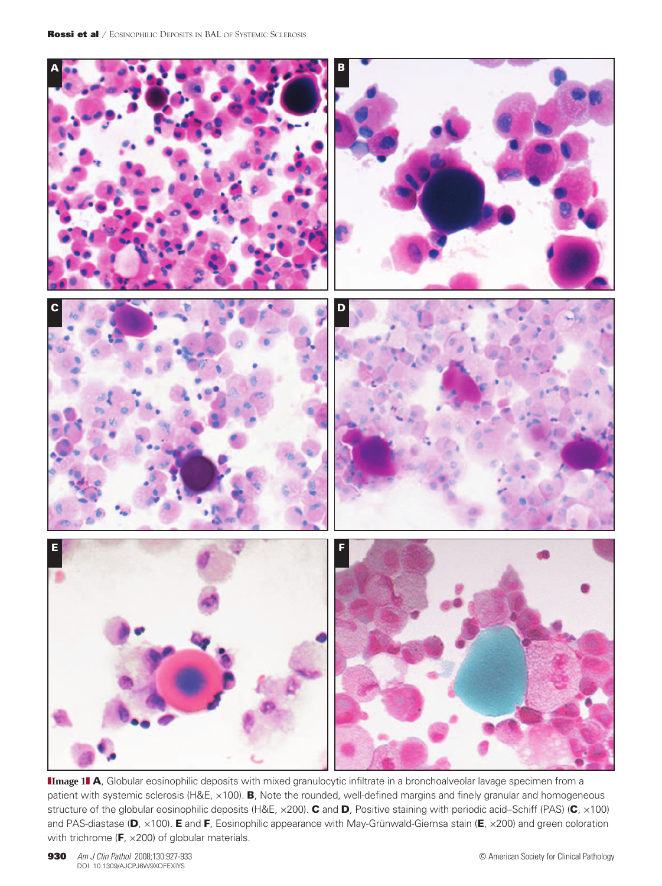**Image 1** **A**, Globular eosinophilic deposits with mixed granulocytic infiltrate in a bronchoalveolar lavage specimen from a patient with systemic sclerosis (H&E, ×100). **B**, Note the rounded, well-defined margins and finely granular and homogeneous structure of the globular eosinophilic deposits (H&E, ×200). **C** and **D**, Positive staining with periodic acid–Schiff (PAS) (**C**, ×100) and PAS-diastase (**D**, ×100). **E** and **F**, Eosinophilic appearance with May-Grünwald-Giemsa stain (**E**, ×200) and green coloration with trichrome (**F**, ×200) of globular materials.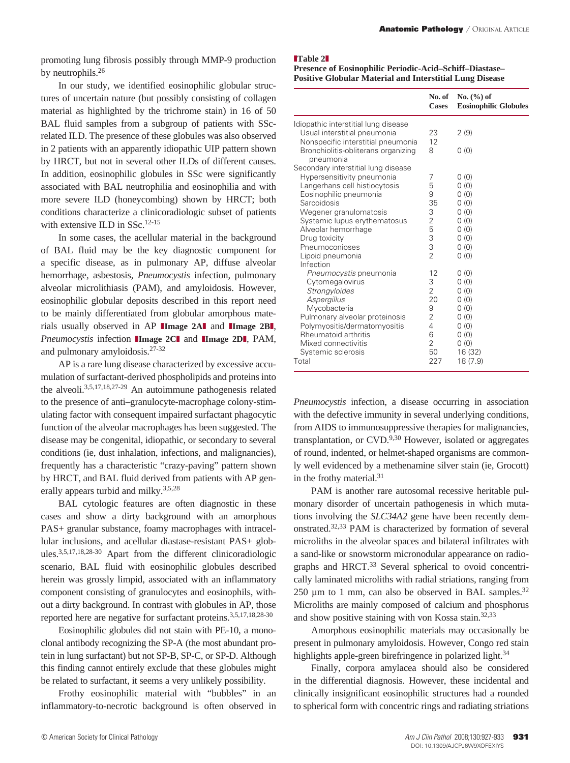promoting lung fibrosis possibly through MMP-9 production by neutrophils.[26]

In our study, we identified eosinophilic globular structures of uncertain nature (but possibly consisting of collagen material as highlighted by the trichrome stain) in 16 of 50 BAL fluid samples from a subgroup of patients with SSc-related ILD. The presence of these globules was also observed in 2 patients with an apparently idiopathic UIP pattern shown by HRCT, but not in several other ILDs of different causes. In addition, eosinophilic globules in SSc were significantly associated with BAL neutrophilia and eosinophilia and with more severe ILD (honeycombing) shown by HRCT; both conditions characterize a clinicoradiologic subset of patients with extensive ILD in SSc.[12-15]

In some cases, the acellular material in the background of BAL fluid may be the key diagnostic component for a specific disease, as in pulmonary AP, diffuse alveolar hemorrhage, asbestosis, *Pneumocystis* infection, pulmonary alveolar microlithiasis (PAM), and amyloidosis. However, eosinophilic globular deposits described in this report need to be mainly differentiated from globular amorphous materials usually observed in AP **Image 2A** and **Image 2B**, *Pneumocystis* infection **Image 2C** and **Image 2D**, PAM, and pulmonary amyloidosis.[27-32]

AP is a rare lung disease characterized by excessive accumulation of surfactant-derived phospholipids and proteins into the alveoli.[3,5,17,18,27-29] An autoimmune pathogenesis related to the presence of anti–granulocyte-macrophage colony-stimulating factor with consequent impaired surfactant phagocytic function of the alveolar macrophages has been suggested. The disease may be congenital, idiopathic, or secondary to several conditions (ie, dust inhalation, infections, and malignancies), frequently has a characteristic "crazy-paving" pattern shown by HRCT, and BAL fluid derived from patients with AP generally appears turbid and milky.[3,5,28]

BAL cytologic features are often diagnostic in these cases and show a dirty background with an amorphous PAS+ granular substance, foamy macrophages with intracellular inclusions, and acellular diastase-resistant PAS+ globules.[3,5,17,18,28-30] Apart from the different clinicoradiologic scenario, BAL fluid with eosinophilic globules described herein was grossly limpid, associated with an inflammatory component consisting of granulocytes and eosinophils, without a dirty background. In contrast with globules in AP, those reported here are negative for surfactant proteins.[3,5,17,18,28-30]

Eosinophilic globules did not stain with PE-10, a monoclonal antibody recognizing the SP-A (the most abundant protein in lung surfactant) but not SP-B, SP-C, or SP-D. Although this finding cannot entirely exclude that these globules might be related to surfactant, it seems a very unlikely possibility.

Frothy eosinophilic material with "bubbles" in an inflammatory-to-necrotic background is often observed in *Pneumocystis* infection, a disease occurring in association with the defective immunity in several underlying conditions, from AIDS to immunosuppressive therapies for malignancies, transplantation, or CVD.[9,30] However, isolated or aggregates of round, indented, or helmet-shaped organisms are commonly well evidenced by a methenamine silver stain (ie, Grocott) in the frothy material.[31]

PAM is another rare autosomal recessive heritable pulmonary disorder of uncertain pathogenesis in which mutations involving the *SLC34A2* gene have been recently demonstrated.[32,33] PAM is characterized by formation of several microliths in the alveolar spaces and bilateral infiltrates with a sand-like or snowstorm micronodular appearance on radiographs and HRCT.[33] Several spherical to ovoid concentrically laminated microliths with radial striations, ranging from 250 µm to 1 mm, can also be observed in BAL samples.[32] Microliths are mainly composed of calcium and phosphorus and show positive staining with von Kossa stain.[32,33]

Amorphous eosinophilic materials may occasionally be present in pulmonary amyloidosis. However, Congo red stain highlights apple-green birefringence in polarized light.[34]

Finally, corpora amylacea should also be considered in the differential diagnosis. However, these incidental and clinically insignificant eosinophilic structures had a rounded to spherical form with concentric rings and radiating striations

**Table 2**
**Presence of Eosinophilic Periodic-Acid–Schiff–Diastase–Positive Globular Material and Interstitial Lung Disease**

| | No. of Cases | No. (%) of Eosinophilic Globules |
|---|---|---|
| Idiopathic interstitial lung disease | | |
| Usual interstitial pneumonia | 23 | 2 (9) |
| Nonspecific interstitial pneumonia | 12 | |
| Bronchiolitis-obliterans organizing pneumonia | 8 | 0 (0) |
| Secondary interstitial lung disease | | |
| Hypersensitivity pneumonia | 7 | 0 (0) |
| Langerhans cell histiocytosis | 5 | 0 (0) |
| Eosinophilic pneumonia | 9 | 0 (0) |
| Sarcoidosis | 35 | 0 (0) |
| Wegener granulomatosis | 3 | 0 (0) |
| Systemic lupus erythematosus | 2 | 0 (0) |
| Alveolar hemorrhage | 5 | 0 (0) |
| Drug toxicity | 3 | 0 (0) |
| Pneumoconioses | 3 | 0 (0) |
| Lipoid pneumonia | 2 | 0 (0) |
| Infection | | |
| *Pneumocystis* pneumonia | 12 | 0 (0) |
| Cytomegalovirus | 3 | 0 (0) |
| *Strongyloides* | 2 | 0 (0) |
| *Aspergillus* | 20 | 0 (0) |
| Mycobacteria | 9 | 0 (0) |
| Pulmonary alveolar proteinosis | 2 | 0 (0) |
| Polymyositis/dermatomyositis | 4 | 0 (0) |
| Rheumatoid arthritis | 6 | 0 (0) |
| Mixed connectivitis | 2 | 0 (0) |
| Systemic sclerosis | 50 | 16 (32) |
| Total | 227 | 18 (7.9) |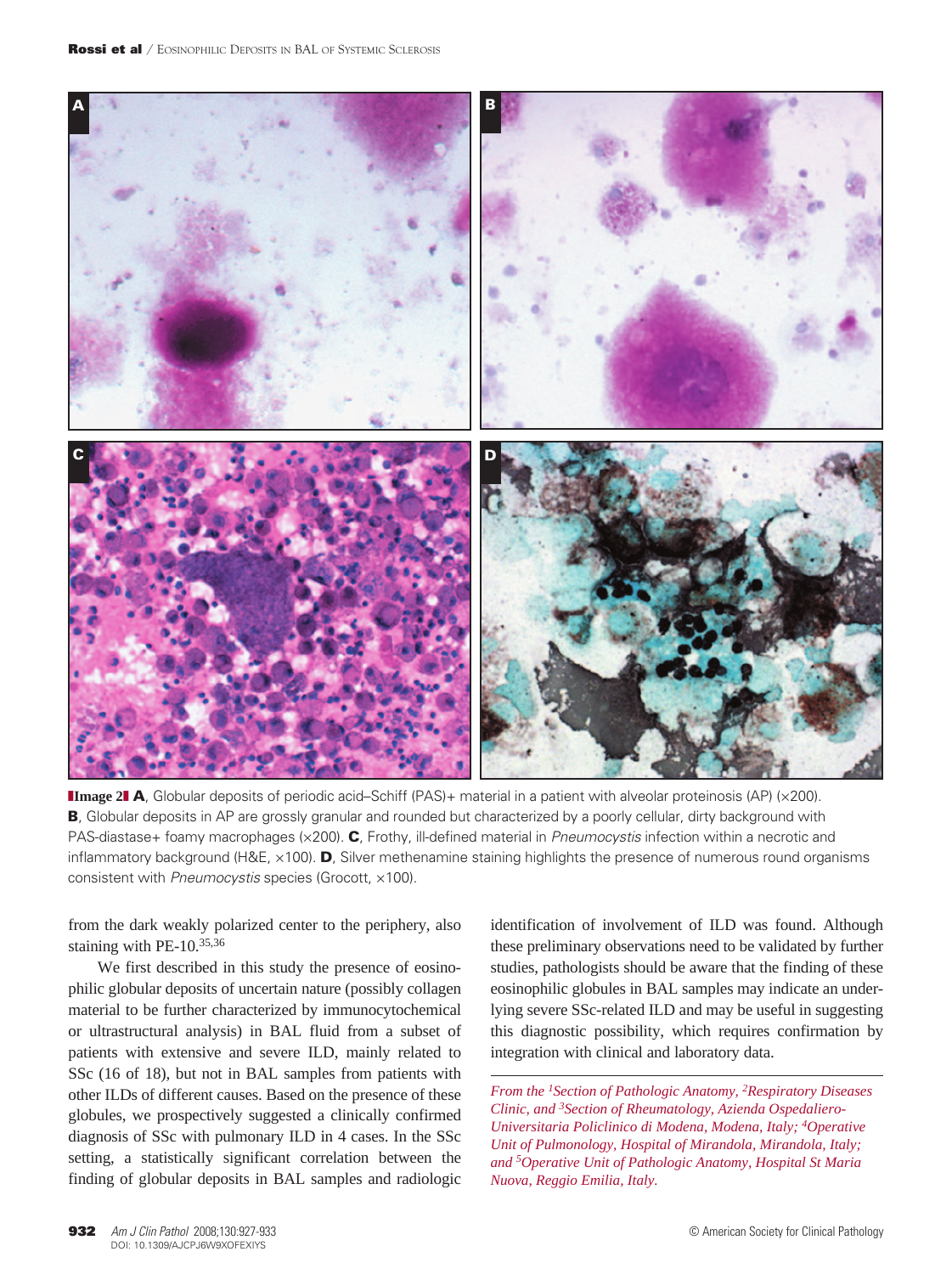**Image 2** **A**, Globular deposits of periodic acid–Schiff (PAS)+ material in a patient with alveolar proteinosis (AP) (×200). **B**, Globular deposits in AP are grossly granular and rounded but characterized by a poorly cellular, dirty background with PAS-diastase+ foamy macrophages (×200). **C**, Frothy, ill-defined material in *Pneumocystis* infection within a necrotic and inflammatory background (H&E, ×100). **D**, Silver methenamine staining highlights the presence of numerous round organisms consistent with *Pneumocystis* species (Grocott, ×100).

from the dark weakly polarized center to the periphery, also staining with PE-10.[35,36]

We first described in this study the presence of eosinophilic globular deposits of uncertain nature (possibly collagen material to be further characterized by immunocytochemical or ultrastructural analysis) in BAL fluid from a subset of patients with extensive and severe ILD, mainly related to SSc (16 of 18), but not in BAL samples from patients with other ILDs of different causes. Based on the presence of these globules, we prospectively suggested a clinically confirmed diagnosis of SSc with pulmonary ILD in 4 cases. In the SSc setting, a statistically significant correlation between the finding of globular deposits in BAL samples and radiologic identification of involvement of ILD was found. Although these preliminary observations need to be validated by further studies, pathologists should be aware that the finding of these eosinophilic globules in BAL samples may indicate an underlying severe SSc-related ILD and may be useful in suggesting this diagnostic possibility, which requires confirmation by integration with clinical and laboratory data.

*From the [1]Section of Pathologic Anatomy, [2]Respiratory Diseases Clinic, and [3]Section of Rheumatology, Azienda Ospedaliero-Universitaria Policlinico di Modena, Modena, Italy; [4]Operative Unit of Pulmonology, Hospital of Mirandola, Mirandola, Italy; and [5]Operative Unit of Pathologic Anatomy, Hospital St Maria Nuova, Reggio Emilia, Italy.*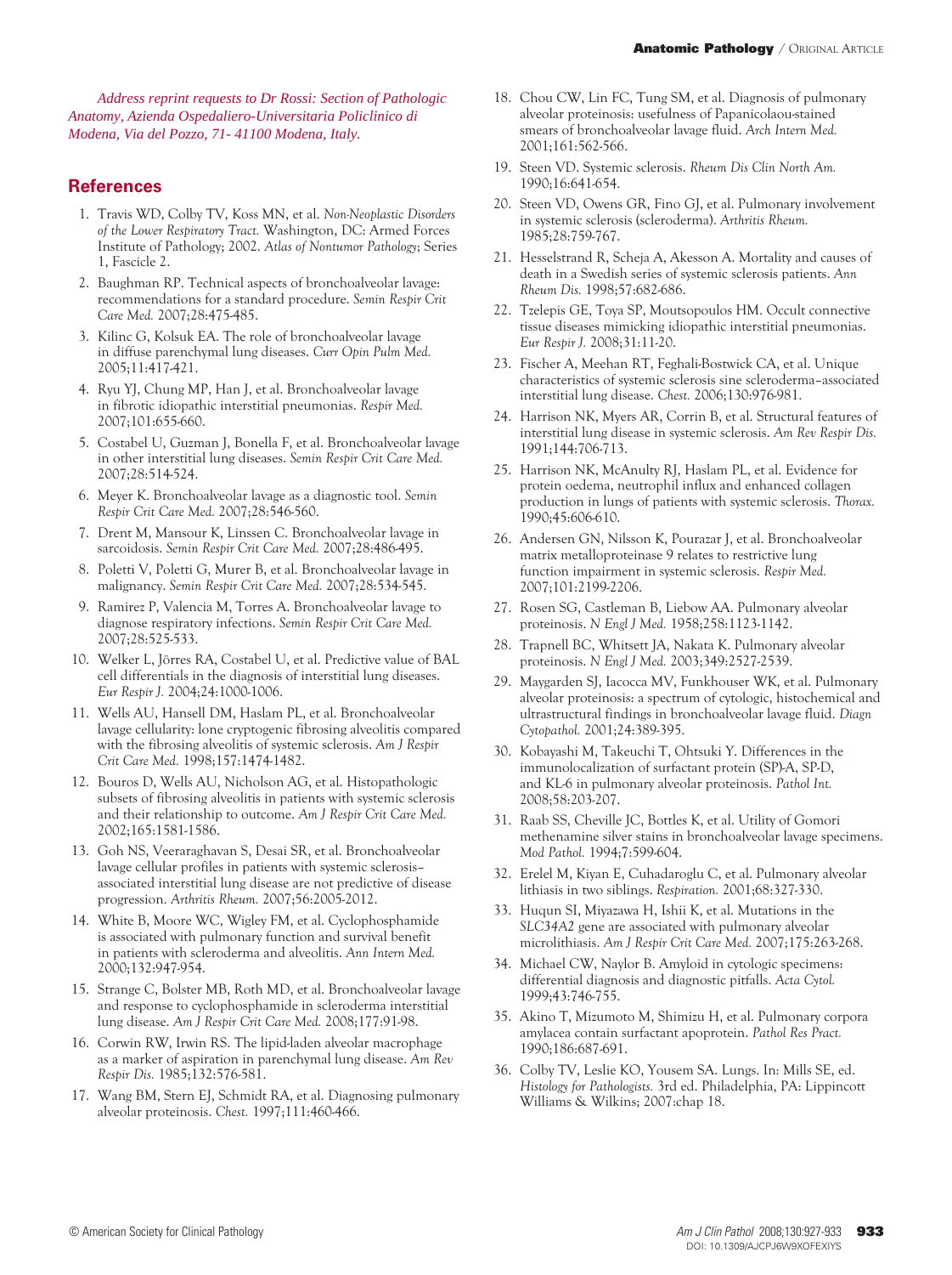*Address reprint requests to Dr Rossi: Section of Pathologic Anatomy, Azienda Ospedaliero-Universitaria Policlinico di Modena, Via del Pozzo, 71- 41100 Modena, Italy.*

## References

1. Travis WD, Colby TV, Koss MN, et al. *Non-Neoplastic Disorders of the Lower Respiratory Tract.* Washington, DC: Armed Forces Institute of Pathology; 2002. *Atlas of Nontumor Pathology*; Series 1, Fascicle 2.
2. Baughman RP. Technical aspects of bronchoalveolar lavage: recommendations for a standard procedure. *Semin Respir Crit Care Med.* 2007;28:475-485.
3. Kilinc G, Kolsuk EA. The role of bronchoalveolar lavage in diffuse parenchymal lung diseases. *Curr Opin Pulm Med.* 2005;11:417-421.
4. Ryu YJ, Chung MP, Han J, et al. Bronchoalveolar lavage in fibrotic idiopathic interstitial pneumonias. *Respir Med.* 2007;101:655-660.
5. Costabel U, Guzman J, Bonella F, et al. Bronchoalveolar lavage in other interstitial lung diseases. *Semin Respir Crit Care Med.* 2007;28:514-524.
6. Meyer K. Bronchoalveolar lavage as a diagnostic tool. *Semin Respir Crit Care Med.* 2007;28:546-560.
7. Drent M, Mansour K, Linssen C. Bronchoalveolar lavage in sarcoidosis. *Semin Respir Crit Care Med.* 2007;28:486-495.
8. Poletti V, Poletti G, Murer B, et al. Bronchoalveolar lavage in malignancy. *Semin Respir Crit Care Med.* 2007;28:534-545.
9. Ramirez P, Valencia M, Torres A. Bronchoalveolar lavage to diagnose respiratory infections. *Semin Respir Crit Care Med.* 2007;28:525-533.
10. Welker L, Jörres RA, Costabel U, et al. Predictive value of BAL cell differentials in the diagnosis of interstitial lung diseases. *Eur Respir J.* 2004;24:1000-1006.
11. Wells AU, Hansell DM, Haslam PL, et al. Bronchoalveolar lavage cellularity: lone cryptogenic fibrosing alveolitis compared with the fibrosing alveolitis of systemic sclerosis. *Am J Respir Crit Care Med.* 1998;157:1474-1482.
12. Bouros D, Wells AU, Nicholson AG, et al. Histopathologic subsets of fibrosing alveolitis in patients with systemic sclerosis and their relationship to outcome. *Am J Respir Crit Care Med.* 2002;165:1581-1586.
13. Goh NS, Veeraraghavan S, Desai SR, et al. Bronchoalveolar lavage cellular profiles in patients with systemic sclerosis–associated interstitial lung disease are not predictive of disease progression. *Arthritis Rheum.* 2007;56:2005-2012.
14. White B, Moore WC, Wigley FM, et al. Cyclophosphamide is associated with pulmonary function and survival benefit in patients with scleroderma and alveolitis. *Ann Intern Med.* 2000;132:947-954.
15. Strange C, Bolster MB, Roth MD, et al. Bronchoalveolar lavage and response to cyclophosphamide in scleroderma interstitial lung disease. *Am J Respir Crit Care Med.* 2008;177:91-98.
16. Corwin RW, Irwin RS. The lipid-laden alveolar macrophage as a marker of aspiration in parenchymal lung disease. *Am Rev Respir Dis.* 1985;132:576-581.
17. Wang BM, Stern EJ, Schmidt RA, et al. Diagnosing pulmonary alveolar proteinosis. *Chest.* 1997;111:460-466.
18. Chou CW, Lin FC, Tung SM, et al. Diagnosis of pulmonary alveolar proteinosis: usefulness of Papanicolaou-stained smears of bronchoalveolar lavage fluid. *Arch Intern Med.* 2001;161:562-566.
19. Steen VD. Systemic sclerosis. *Rheum Dis Clin North Am.* 1990;16:641-654.
20. Steen VD, Owens GR, Fino GJ, et al. Pulmonary involvement in systemic sclerosis (scleroderma). *Arthritis Rheum.* 1985;28:759-767.
21. Hesselstrand R, Scheja A, Akesson A. Mortality and causes of death in a Swedish series of systemic sclerosis patients. *Ann Rheum Dis.* 1998;57:682-686.
22. Tzelepis GE, Toya SP, Moutsopoulos HM. Occult connective tissue diseases mimicking idiopathic interstitial pneumonias. *Eur Respir J.* 2008;31:11-20.
23. Fischer A, Meehan RT, Feghali-Bostwick CA, et al. Unique characteristics of systemic sclerosis sine scleroderma–associated interstitial lung disease. *Chest.* 2006;130:976-981.
24. Harrison NK, Myers AR, Corrin B, et al. Structural features of interstitial lung disease in systemic sclerosis. *Am Rev Respir Dis.* 1991;144:706-713.
25. Harrison NK, McAnulty RJ, Haslam PL, et al. Evidence for protein oedema, neutrophil influx and enhanced collagen production in lungs of patients with systemic sclerosis. *Thorax.* 1990;45:606-610.
26. Andersen GN, Nilsson K, Pourazar J, et al. Bronchoalveolar matrix metalloproteinase 9 relates to restrictive lung function impairment in systemic sclerosis. *Respir Med.* 2007;101:2199-2206.
27. Rosen SG, Castleman B, Liebow AA. Pulmonary alveolar proteinosis. *N Engl J Med.* 1958;258:1123-1142.
28. Trapnell BC, Whitsett JA, Nakata K. Pulmonary alveolar proteinosis. *N Engl J Med.* 2003;349:2527-2539.
29. Maygarden SJ, Iacocca MV, Funkhouser WK, et al. Pulmonary alveolar proteinosis: a spectrum of cytologic, histochemical and ultrastructural findings in bronchoalveolar lavage fluid. *Diagn Cytopathol.* 2001;24:389-395.
30. Kobayashi M, Takeuchi T, Ohtsuki Y. Differences in the immunolocalization of surfactant protein (SP)-A, SP-D, and KL-6 in pulmonary alveolar proteinosis. *Pathol Int.* 2008;58:203-207.
31. Raab SS, Cheville JC, Bottles K, et al. Utility of Gomori methenamine silver stains in bronchoalveolar lavage specimens. *Mod Pathol.* 1994;7:599-604.
32. Erelel M, Kiyan E, Cuhadaroglu C, et al. Pulmonary alveolar lithiasis in two siblings. *Respiration.* 2001;68:327-330.
33. Huqun SI, Miyazawa H, Ishii K, et al. Mutations in the *SLC34A2* gene are associated with pulmonary alveolar microlithiasis. *Am J Respir Crit Care Med.* 2007;175:263-268.
34. Michael CW, Naylor B. Amyloid in cytologic specimens: differential diagnosis and diagnostic pitfalls. *Acta Cytol.* 1999;43:746-755.
35. Akino T, Mizumoto M, Shimizu H, et al. Pulmonary corpora amylacea contain surfactant apoprotein. *Pathol Res Pract.* 1990;186:687-691.
36. Colby TV, Leslie KO, Yousem SA. Lungs. In: Mills SE, ed. *Histology for Pathologists.* 3rd ed. Philadelphia, PA: Lippincott Williams & Wilkins; 2007:chap 18.